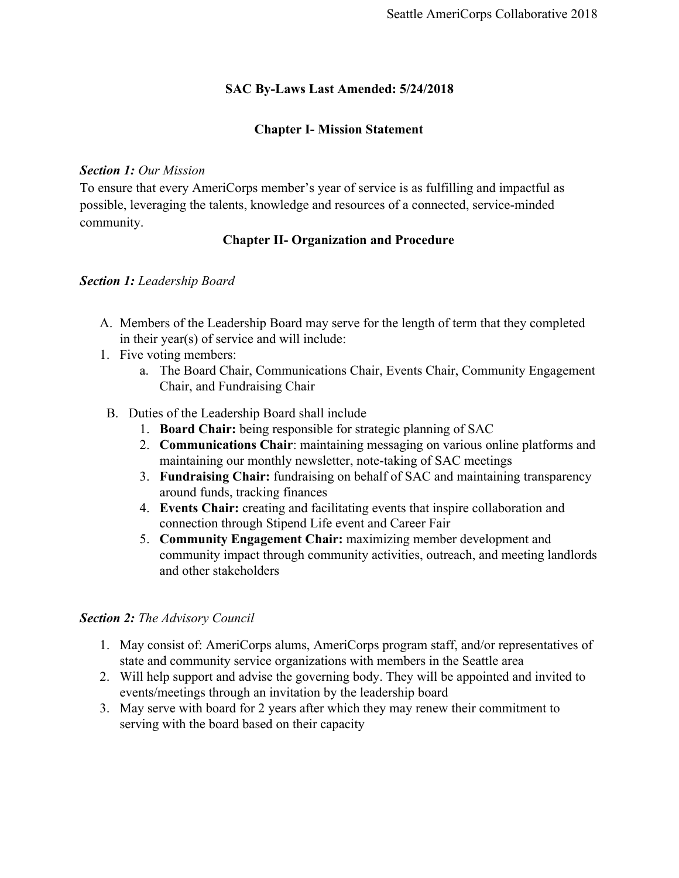# SAC By-Laws Last Amended: 5/24/2018

## Chapter I- Mission Statement

***Section 1:*** *Our Mission*

To ensure that every AmeriCorps member's year of service is as fulfilling and impactful as possible, leveraging the talents, knowledge and resources of a connected, service-minded community.

## Chapter II- Organization and Procedure

***Section 1:*** *Leadership Board*

A. Members of the Leadership Board may serve for the length of term that they completed in their year(s) of service and will include:

1. Five voting members:
   a. The Board Chair, Communications Chair, Events Chair, Community Engagement Chair, and Fundraising Chair

B. Duties of the Leadership Board shall include

1. **Board Chair:** being responsible for strategic planning of SAC
2. **Communications Chair**: maintaining messaging on various online platforms and maintaining our monthly newsletter, note-taking of SAC meetings
3. **Fundraising Chair:** fundraising on behalf of SAC and maintaining transparency around funds, tracking finances
4. **Events Chair:** creating and facilitating events that inspire collaboration and connection through Stipend Life event and Career Fair
5. **Community Engagement Chair:** maximizing member development and community impact through community activities, outreach, and meeting landlords and other stakeholders

***Section 2:*** *The Advisory Council*

1. May consist of: AmeriCorps alums, AmeriCorps program staff, and/or representatives of state and community service organizations with members in the Seattle area
2. Will help support and advise the governing body. They will be appointed and invited to events/meetings through an invitation by the leadership board
3. May serve with board for 2 years after which they may renew their commitment to serving with the board based on their capacity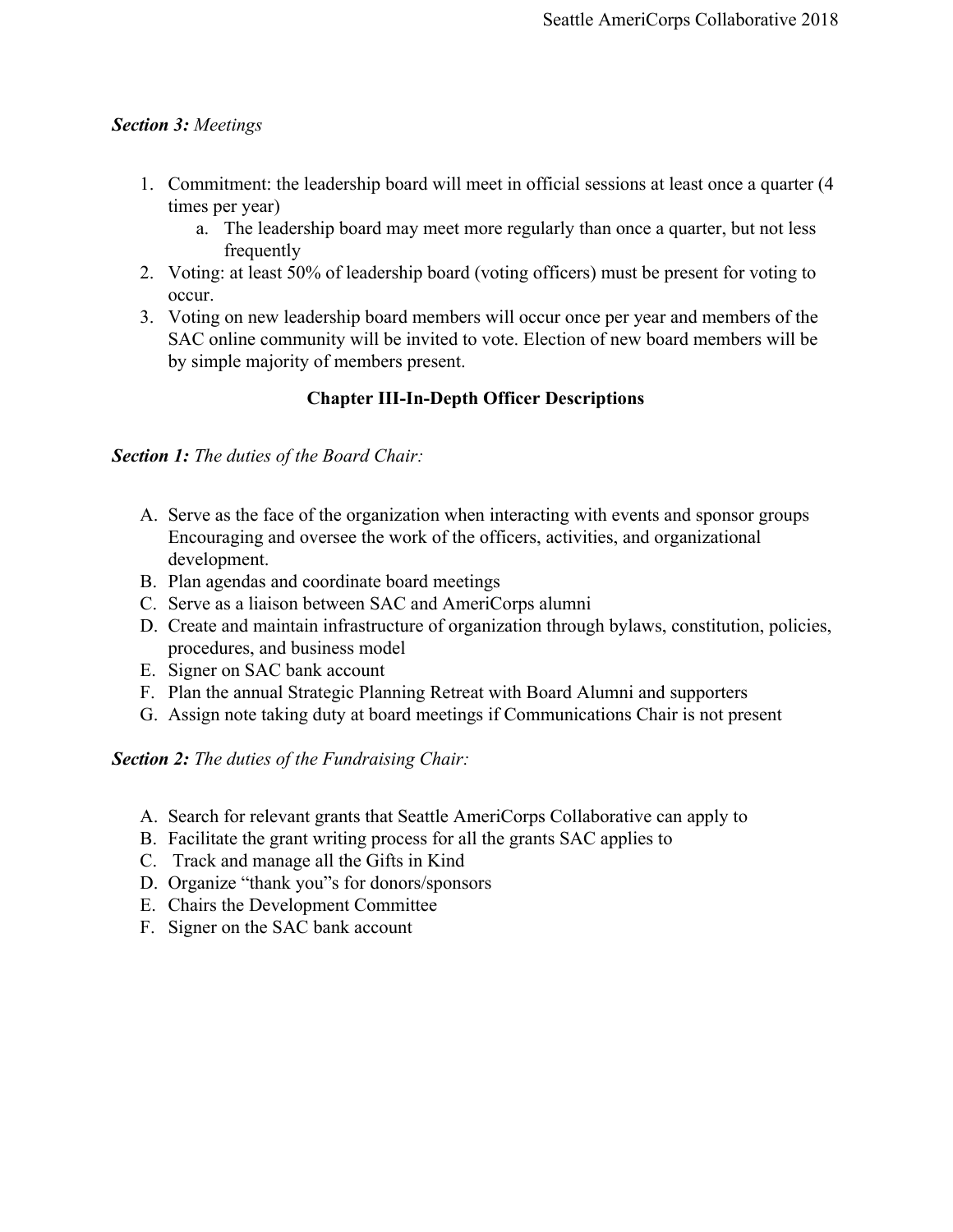***Section 3:** Meetings*

1. Commitment: the leadership board will meet in official sessions at least once a quarter (4 times per year)
   a. The leadership board may meet more regularly than once a quarter, but not less frequently
2. Voting: at least 50% of leadership board (voting officers) must be present for voting to occur.
3. Voting on new leadership board members will occur once per year and members of the SAC online community will be invited to vote. Election of new board members will be by simple majority of members present.

## Chapter III-In-Depth Officer Descriptions

***Section 1:** The duties of the Board Chair:*

A. Serve as the face of the organization when interacting with events and sponsor groups Encouraging and oversee the work of the officers, activities, and organizational development.
B. Plan agendas and coordinate board meetings
C. Serve as a liaison between SAC and AmeriCorps alumni
D. Create and maintain infrastructure of organization through bylaws, constitution, policies, procedures, and business model
E. Signer on SAC bank account
F. Plan the annual Strategic Planning Retreat with Board Alumni and supporters
G. Assign note taking duty at board meetings if Communications Chair is not present

***Section 2:** The duties of the Fundraising Chair:*

A. Search for relevant grants that Seattle AmeriCorps Collaborative can apply to
B. Facilitate the grant writing process for all the grants SAC applies to
C. Track and manage all the Gifts in Kind
D. Organize "thank you"s for donors/sponsors
E. Chairs the Development Committee
F. Signer on the SAC bank account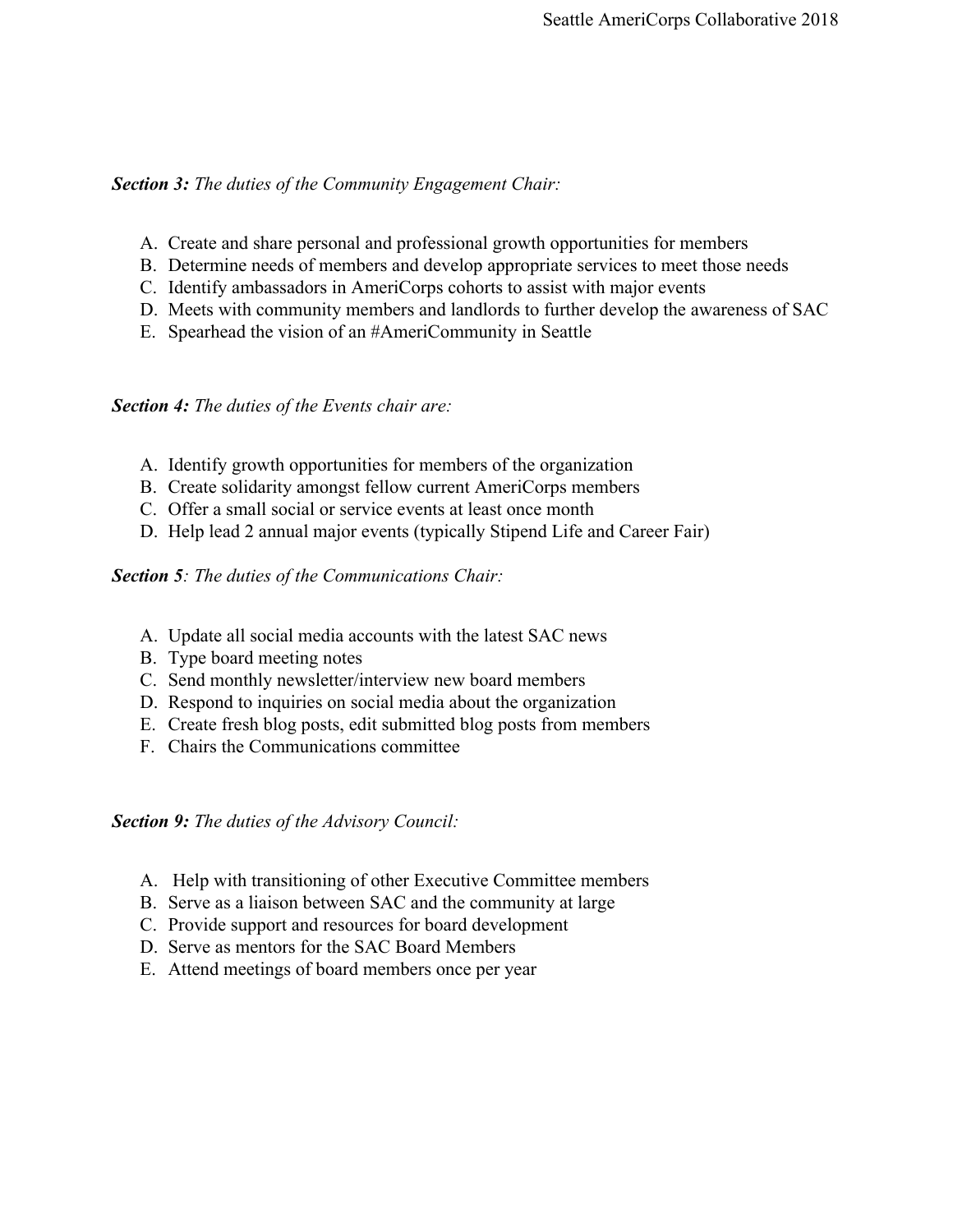***Section 3:*** *The duties of the Community Engagement Chair:*

A. Create and share personal and professional growth opportunities for members
B. Determine needs of members and develop appropriate services to meet those needs
C. Identify ambassadors in AmeriCorps cohorts to assist with major events
D. Meets with community members and landlords to further develop the awareness of SAC
E. Spearhead the vision of an #AmeriCommunity in Seattle

***Section 4:*** *The duties of the Events chair are:*

A. Identify growth opportunities for members of the organization
B. Create solidarity amongst fellow current AmeriCorps members
C. Offer a small social or service events at least once month
D. Help lead 2 annual major events (typically Stipend Life and Career Fair)

***Section 5****: The duties of the Communications Chair:*

A. Update all social media accounts with the latest SAC news
B. Type board meeting notes
C. Send monthly newsletter/interview new board members
D. Respond to inquiries on social media about the organization
E. Create fresh blog posts, edit submitted blog posts from members
F. Chairs the Communications committee

***Section 9:*** *The duties of the Advisory Council:*

A. Help with transitioning of other Executive Committee members
B. Serve as a liaison between SAC and the community at large
C. Provide support and resources for board development
D. Serve as mentors for the SAC Board Members
E. Attend meetings of board members once per year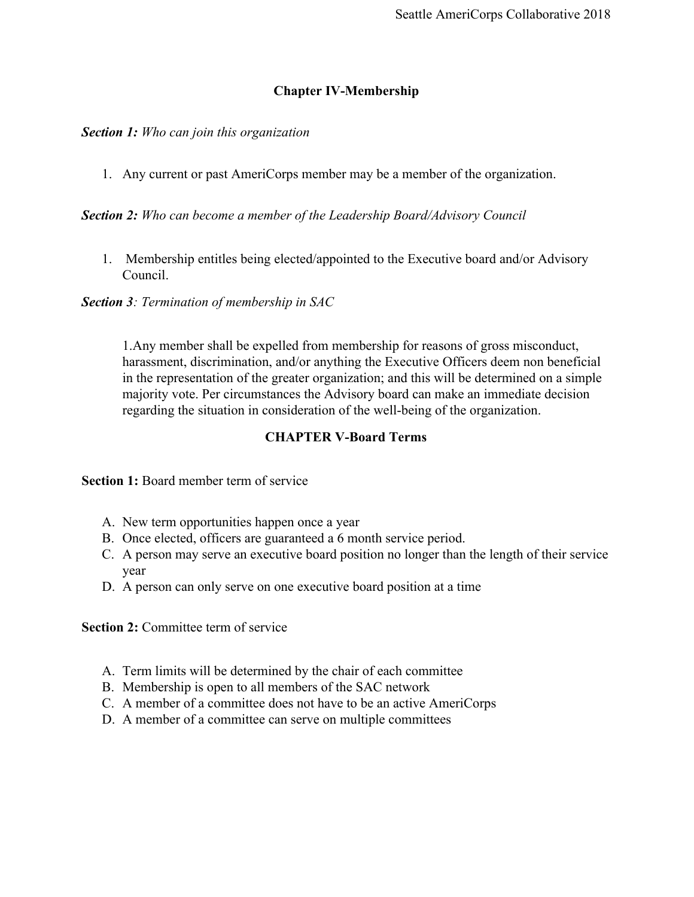## Chapter IV-Membership

***Section 1:*** *Who can join this organization*

1. Any current or past AmeriCorps member may be a member of the organization.

***Section 2:*** *Who can become a member of the Leadership Board/Advisory Council*

1. Membership entitles being elected/appointed to the Executive board and/or Advisory Council.

***Section 3****: Termination of membership in SAC*

1. Any member shall be expelled from membership for reasons of gross misconduct, harassment, discrimination, and/or anything the Executive Officers deem non beneficial in the representation of the greater organization; and this will be determined on a simple majority vote. Per circumstances the Advisory board can make an immediate decision regarding the situation in consideration of the well-being of the organization.

## CHAPTER V-Board Terms

**Section 1:** Board member term of service

A. New term opportunities happen once a year
B. Once elected, officers are guaranteed a 6 month service period.
C. A person may serve an executive board position no longer than the length of their service year
D. A person can only serve on one executive board position at a time

**Section 2:** Committee term of service

A. Term limits will be determined by the chair of each committee
B. Membership is open to all members of the SAC network
C. A member of a committee does not have to be an active AmeriCorps
D. A member of a committee can serve on multiple committees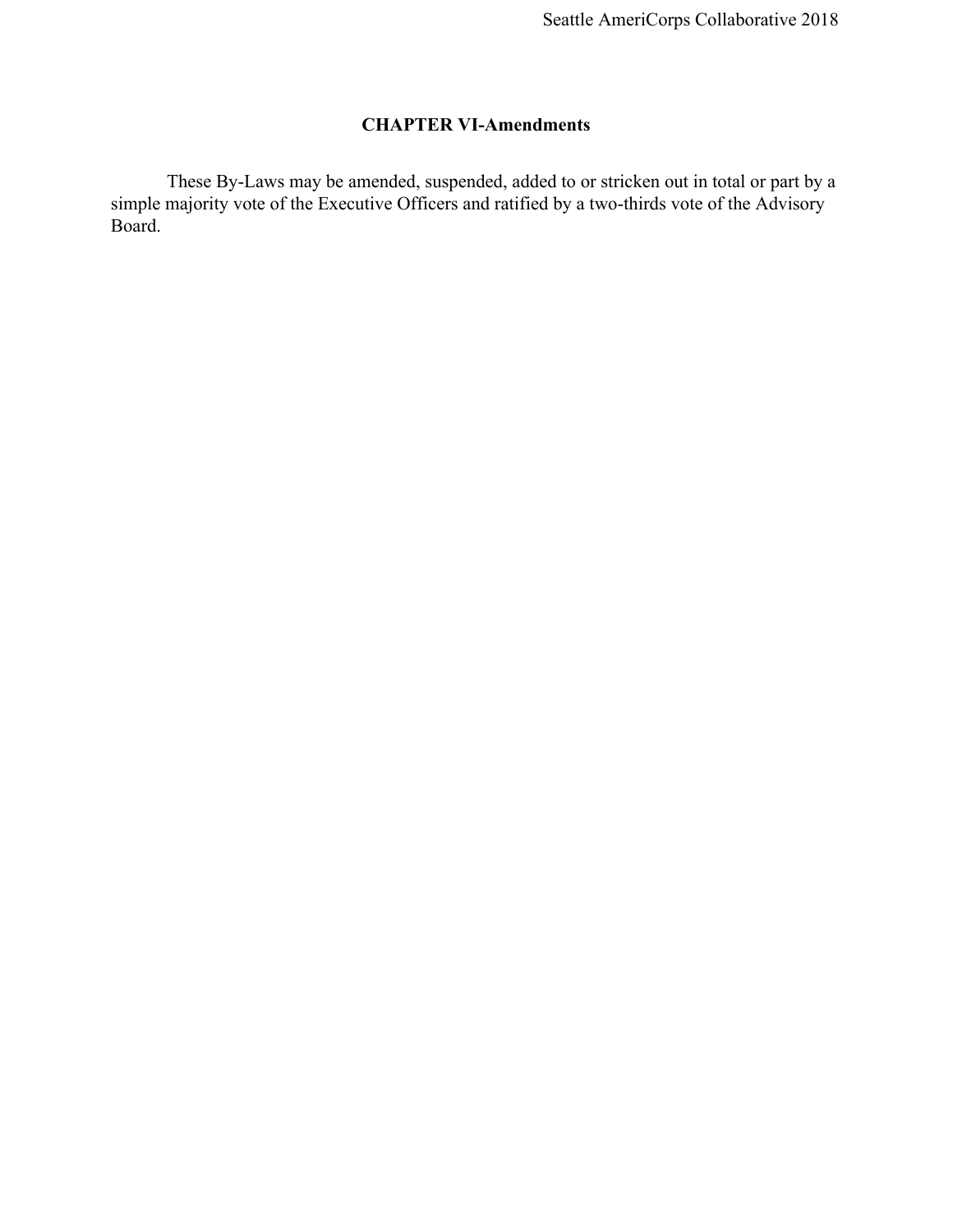## CHAPTER VI-Amendments

These By-Laws may be amended, suspended, added to or stricken out in total or part by a simple majority vote of the Executive Officers and ratified by a two-thirds vote of the Advisory Board.